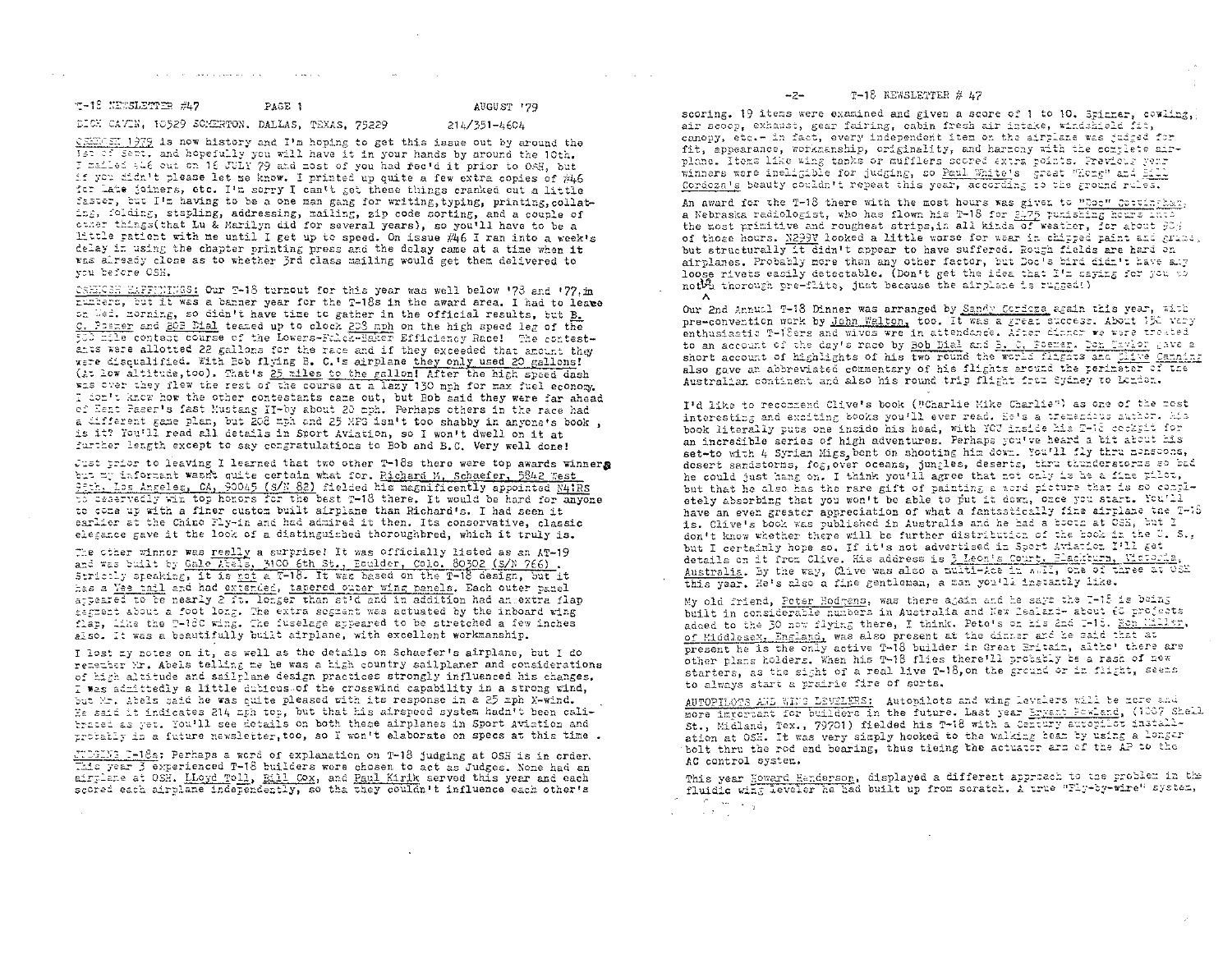T-18 NEWSLETTER #47 AUGUST '79

DICK CAVIN, 10529 SOMERTON, DALLAS, TEXAS, 75229 214/351-4604

OSHKOSH 1979 is now history and I'm hoping to get this issue out by around the 1st of Sept. and hopefully you will have it in your hands by around the 10th. I mailed #46 out on 16 JULY 79 and most of you had rec'd it prior to OSH, but if you didn't please let me know. I printed up quite a few extra copies of #46 for late joiners, etc. I'm sorry I can't get these things cranked out a little faster, but I'm having to be a one man gang for writing, typing, printing, collating, folding, stapling, addressing, mailing, zip code sorting, and a couple of other things (that Lu & Marilyn did for several years), so you'll have to be a little patient with me until I get up to speed. On issue #46 I ran into a week's delay in using the chapter printing press and the delay came at a time when it was already close as to whether 3rd class mailing would get them delivered to you before OSH.

OSHKOSH HAPPENINGS: Our T-18 turnout for this year was well below '78 and '77 in numbers, but it was a banner year for the T-18s in the award area. I had to leave on Wed. morning, so didn't have time to gather in the official results, but B. C. Posner and BOB Dial teamed up to clock 208 mph on the high speed leg of the 500 mile contest course of the Lowers-Falck-Baker Efficiency Race! The contestants were allotted 22 gallons for the race and if they exceeded that amount they were disqualified. With Bob flying B. C.'s airplane they only used 20 gallons! (At low altitude, too). That's 25 miles to the gallon! After the high speed dash was over they flew the rest of the course at a lazy 130 mph for max fuel economy. I don't know how the other contestants came out, but Bob said they were far ahead of Kent Paser's fast Mustang II-by about 20 mph. Perhaps others in the race had a different game plan, but 208 mph and 25 MPG isn't too shabby in anyone's book, is it? You'll read all details in Sport Aviation, so I won't dwell on it at further length except to say congratulations to Bob and B.C. Very well done!

Just prior to leaving I learned that two other T-18s there were top awards winners but my informant wasn't quite certain what for. Richard M. Schaefer, 5842 West 85th, Los Angeles, CA, 90045 (S/N 88) fielded his magnificently appointed N418S to deservedly win top honors for the best T-18 there. It would be hard for anyone to come up with a finer custom built airplane than Richard's. I had seen it earlier at the Chino Fly-in and had admired it then. Its conservative, classic elegance gave it the look of a distinguished thoroughbred, which it truly is.

The other winner was really a surprise! It was officially listed as an AT-19 and was built by Galo Abels, 3100 6th St., Boulder, Colo. 80302 (S/N 766). Strictly speaking, it is not a T-18. It was based on the T-18 design, but it has a Vee tail and had extended, tapered outer wing panels. Each outer panel appeared to be nearly 2 ft. longer than std and in addition had an extra flap segment about a foot long. The extra segment was actuated by the inboard wing flap, like the T-18C wing. The fuselage appeared to be stretched a few inches also. It was a beautifully built airplane, with excellent workmanship.

I lost my notes on it, as well as the details on Schaefer's airplane, but I do remember Mr. Abels telling me he was a high country sailplaner and considerations of high altitude and sailplane design practices strongly influenced his changes. I was admittedly a little dubious of the crosswind capability in a strong wind, but Mr. Abels said he was quite pleased with its response in a 25 mph X-wind. He said it indicates 214 mph top, but that his airspeed system hadn't been calibrated as yet. You'll see details on both these airplanes in Sport Aviation and probably in a future newsletter, too, so I won't elaborate on specs at this time.

JUDGING T-18s: Perhaps a word of explanation on T-18 judging at OSH is in order. This year 3 experienced T-18 builders were chosen to act as Judges. None had an airplane at OSH. LLoyd Toll, Bill Cox, and Paul Kirik served this year and each scored each airplane independently, so tha they couldn't influence each other's scoring. 19 items were examined and given a score of 1 to 10. Spinner, cowling, air scoop, exhaust, gear fairing, cabin fresh air intake, windshield fit, canopy, etc.- in fact, every independent item on the airplane was judged for fit, appearance, workmanship, originality, and harmony with the complete airplane. Items like wing tanks or mufflers scored extra points. Previous year winners were ineligible for judging, so Paul White's great "Hong" and Bill Cordoza's beauty couldn't repeat this year, according to the ground rules.

An award for the T-18 there with the most hours was given to "Doc" Gottinghar, a Nebraska radiologist, who has flown his T-18 for 2475 punishing hours into the most primitive and roughest strips, in all kinds of weather, for about 90% of those hours. N299V looked a little worse for wear in chipped paint and grime, but structurally it didn't appear to have suffered. Rough fields are hard on airplanes. Probably more than any other factor, but Doc's bird didn't have any loose rivets easily detectable. (Don't get the idea that I'm saying for you to not do a thorough pre-flite, just because the airplane is rugged!)

Our 2nd Annual T-18 Dinner was arranged by Sandy Cordoza again this year, with pre-convention work by John Walton, too. It was a great success. About 150 very enthusiastic T-18ers and wives were in attendance. After dinner we were treated to an account of the day's race by Bob Dial and B. C. Posner. Don Taylor gave a short account of highlights of his two round the world flights and Clive Canning also gave an abbreviated commentary of his flights around the perimeter of the Australian continent and also his round trip flight from Sydney to London.

I'd like to recommend Clive's book ("Charlie Mike Charlie") as one of the most interesting and exciting books you'll ever read. He's a tremendous author. His book literally puts one inside his head, with YOU inside his T-18 cockpit for an incredible series of high adventures. Perhaps you've heard a bit about his set-to with 4 Syrian Migs bent on shooting him down. You'll fly thru monsoons, desert sandstorms, fog, over oceans, jungles, deserts, thru thunderstorms so bad he could just hang on. I think you'll agree that not only is he a fine pilot, but that he also has the rare gift of painting a word picture that is so completely absorbing that you won't be able to put it down, once you start. You'll have an even greater appreciation of what a fantastically fine airplane the T-18 is. Clive's book was published in Australia and he had a booth at OSH, but I don't know whether there will be further distribution of the book in the U. S., but I certainly hope so. If it's not advertised in Sport Aviation I'll get details on it from Clive. His address is 3 Leon's Court, Blackburn, Victoria, Australia. By the way, Clive was also a multi-Ace in WWII, one of three at OSH this year. He's also a fine gentleman, a man you'll instantly like.

My old friend, Peter Hodgens, was there again and he says the T-18 is being built in considerable numbers in Australia and New Zealand- about 60 projects added to the 30 now flying there, I think. Pete's on his 2nd T-18. Ron Miller, of Middlesex, England, was also present at the dinner and he said that at present he is the only active T-18 builder in Great Britain, altho' there are other plans holders. When his T-18 flies there'll probably be a rash of new starters, as the sight of a real live T-18, on the ground or in flight, seems to always start a prairie fire of sorts.

AUTOPILOTS AND WING LEVELERS: Autopilots and wing levelers will be more and more important for builders in the future. Last year Bryant Rowland, (1007 Shell St., Midland, Tex., 79701) fielded his T-18 with a Century autopilot installation at OSH. It was very simply hooked to the walking beam by using a longer bolt thru the rod end bearing, thus tieing the actuator arm of the AP to the AC control system.

This year Howard Henderson, displayed a different approach to the problem in the fluidic wing leveler he had built up from scratch. A true "Fly-by-wire" system,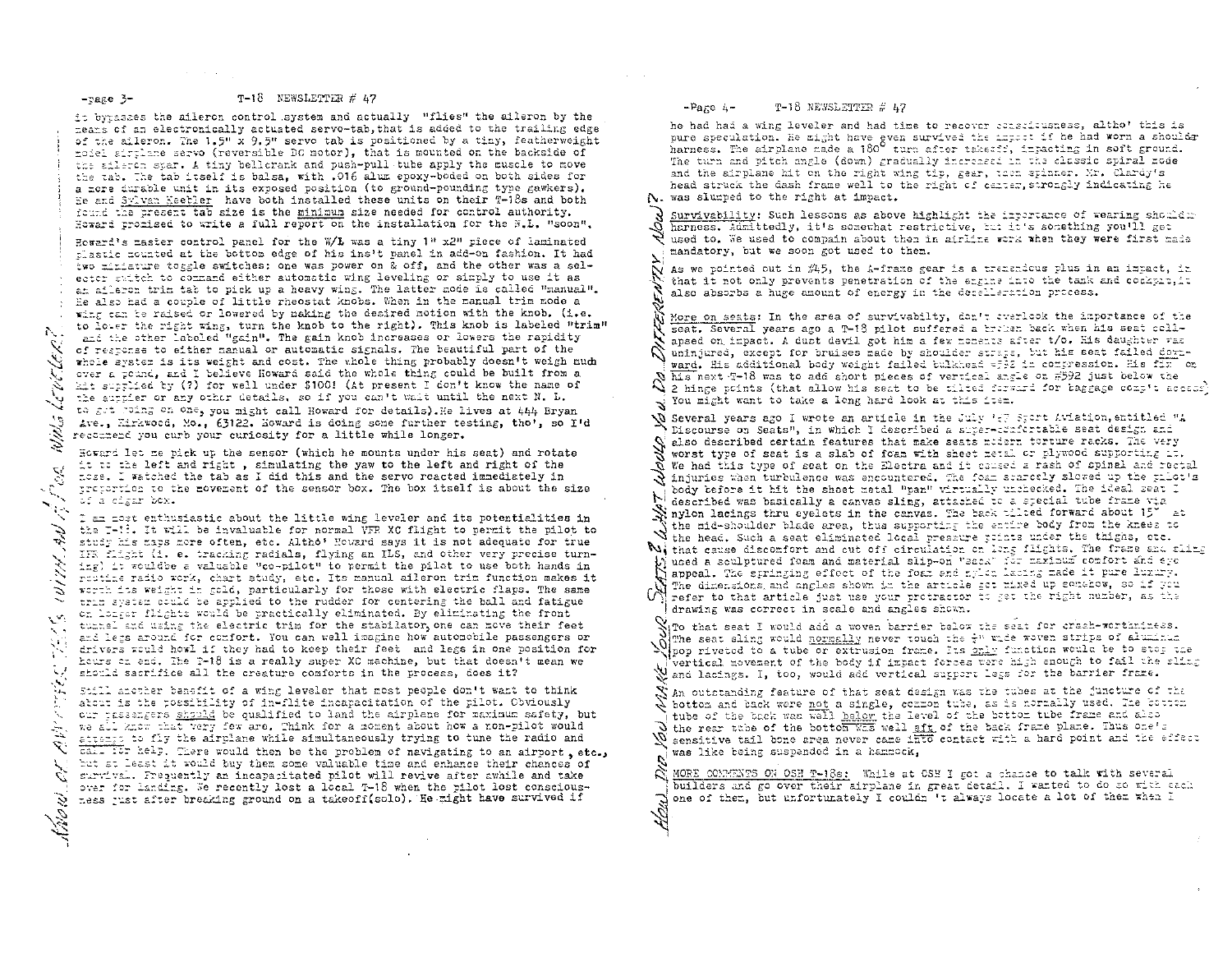it bypasses the aileron control system and actually "flies" the aileron by the means of an electronically actuated servo-tab, that is added to the trailing edge of the aileron. The 1.5" x 9.5" servo tab is positioned by a tiny, featherweight model airplane servo (reversible DC motor), that is mounted on the backside of the aileron spar. A tiny bellcrank and push-pull tube apply the muscle to move the tab. The tab itself is balsa, with .016 alum epoxy-boded on both sides for a more durable unit in its exposed position (to ground-pounding type gawkers). He and Sylvan Keebler have both installed these units on their T-18s and both found the present tab size is the minimum size needed for control authority. Howard promised to write a full report on the installation for the N.L. "soon".

Howard's master control panel for the W/L was a tiny 1" x2" piece of laminated plastic mounted at the bottom edge of his ins't panel in add-on fashion. It had two miniature toggle switches: one was power on & off, and the other was a selector switch to command either automatic wing leveling or simply to use it as an aileron trim tab to pick up a heavy wing. The latter mode is called "manual". He also had a couple of little rheostat knobs. When in the manual trim mode a wing can be raised or lowered by making the desired motion with the knob, (i.e. to lower the right wing, turn the knob to the right). This knob is labeled "trim" and the other labeled "gain". The gain knob increases or lowers the rapidity of response to either manual or automatic signals. The beautiful part of the whole system is its weight and cost. The whole thing probably doesn't weigh much over a pound, and I believe Howard said the whole thing could be built from a kit supplied by (?) for well under $100! (At present I don't know the name of the supplier or any other details, so if you can't wait until the next N. L. to get going on one, you might call Howard for details).He lives at 444 Bryan Ave., Kirkwood, Mo., 63122. Howard is doing some further testing, tho', so I'd recommend you curb your curiosity for a little while longer.

Howard let me pick up the sensor (which he mounts under his seat) and rotate it to the left and right , simulating the yaw to the left and right of the nose. I watched the tab as I did this and the servo reacted immediately in proportion to the movement of the sensor box. The box itself is about the size of a cigar box.

I am most enthusiastic about the little wing leveler and its potentialities in the T-18. It will be invaluable for normal VFR XC flight to permit the pilot to study his maps more often, etc. Altho' Howard says it is not adequate for true IFR flight (i. e. tracking radials, flying an ILS, and other very precise turning) it wouldbe a valuable "co-pilot" to permit the pilot to use both hands in routine radio work, chart study, etc. Its manual aileron trim function makes it worth its weight in gold, particularly for those with electric flaps. The same trim system could be applied to the rudder for centering the ball and fatigue on longer flights would be practically eliminated. By eliminating the front tunnel and using the electric trim for the stabilator, one can move their feet and legs around for comfort. You can well imagine how automobile passengers or drivers would howl if they had to keep their feet and legs in one position for hours on end. The T-18 is a really super XC machine, but that doesn't mean we should sacrifice all the creature comforts in the process, does it?

Still another benefit of a wing leveler that most people don't want to think about is the possibility of in-flite incapacitation of the pilot. Obviously our passengers should be qualified to land the airplane for maximum safety, but we all know that very few are. Think for a moment about how a non-pilot would attempt to fly the airplane while simultaneously trying to tune the radio and call for help. There would then be the problem of navigating to an airport , etc., but at least it would buy them some valuable time and enhance their chances of survival. Frequently an incapacitated pilot will revive after awhile and take over for landing. We recently lost a local T-18 when the pilot lost consciousness just after breaking ground on a takeoff(solo). He might have survived if he had had a wing leveler and had time to recover consciousness, altho' this is pure speculation. He might have even survived the impact if he had worn a shoulder harness. The airplane made a 180° turn after takeoff, impacting in soft ground. The turn and pitch angle (down) gradually increased in the classic spiral mode and the airplane hit on the right wing tip, gear, then spinner. Mr. Clardy's head struck the dash frame well to the right of center,strongly indicating he was slumped to the right at impact.

*Know of Any Others With An Auto Wing Leveler?*

Survivability: Such lessons as above highlight the importance of wearing shoulder harness. Admittedly, it's somewhat restrictive, but it's something you'll get used to. We used to compain about them in airline work when they were first made mandatory, but we soon got used to them.

As we pointed out in #45, the A-frame gear is a tremendous plus in an impact, in that it not only prevents penetration of the engine into the tank and cockpit,it also absorbs a huge amount of energy in the decelleration process.

More on seats: In the area of survivabilty, don't overlook the importance of the seat. Several years ago a T-18 pilot suffered a broken back when his seat collapsed on impact. A dust devil got him a few moments after t/o. His daughter was uninjured, except for bruises made by shoulder straps, but his seat failed downward. His additional body weight failed bulkhead #592 in compression. His fix on his next T-18 was to add short pieces of vertical angle on #592 just below the 2 hinge points (that allow his seat to be tilted forward for baggage comp't access) You might want to take a long hard look at this item.

Several years ago I wrote an article in the July '?? Sport Aviation,entitled "A Discourse on Seats", in which I described a super-comfortable seat design and also described certain features that make seats modern torture racks. The very worst type of seat is a slab of foam with sheet metal or plywood supporting it. We had this type of seat on the Electra and it caused a rash of spinal and rectal injuries when turbulence was encountered. The foam scarcely slowed up the pilot's body before it hit the sheet metal "pan" virtually unchecked. The ideal seat I described was basically a canvas sling, attached to a special tube frame via nylon lacings thru eyelets in the canvas. The back tilted forward about 15° at the mid-shoulder blade area, thus supporting the entire body from the knees to the head. Such a seat eliminated local pressure points under the thighs, etc. that cause discomfort and cut off circulation on long flights. The frame and sling used a sculptured foam and material slip-on "sock" for maximum comfort and eye appeal. The springing effect of the foam and nylon lacing made it pure luxury. The dimensions and angles shown in the article got mixed up somehow, so if you refer to that article just use your protractor to get the right number, as the drawing was correct in scale and angles shown.

To that seat I would add a woven barrier below the seat for crash-worthiness. The seat sling would normally never touch the ½" wide woven strips of aluminum pop riveted to a tube or extrusion frame. Its only function would be to stop the vertical movement of the body if impact forces were high enough to fail the sling and lacings. I, too, would add vertical support legs for the barrier frame.

An outstanding feature of that seat design was the tubes at the juncture of the bottom and back were not a single, common tube, as is normally used. The bottom tube of the back was well below the level of the bottom tube frame and also the rear tube of the bottom was well aft of the back frame plane. Thus one's sensitive tail bone area never came into contact with a hard point and the effect was like being suspended in a hammock,

*How Do You Make Your Seats? What Would You Do Differently Now?*

MORE COMMENTS ON OSH T-18s: While at OSH I got a chance to talk with several builders and go over their airplane in great detail. I wanted to do so with each one of them, but unfortunately I couldn't always locate a lot of them when I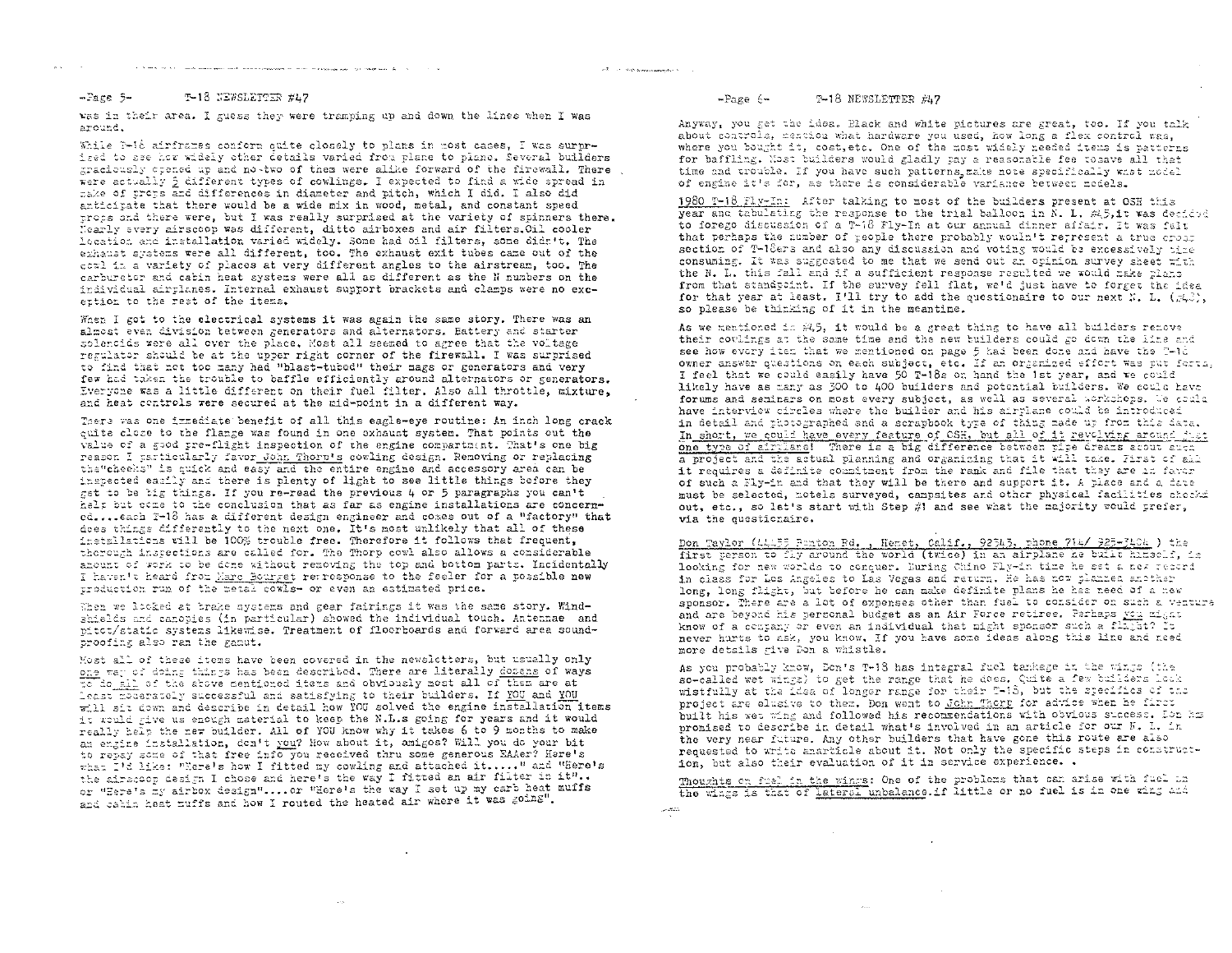was in their area. I guess they were tramping up and down the lines when I was around.

While T-18 airframes conform quite closely to plans in most cases, I was surprised to see how widely other details varied from plane to plane. Several builders graciously opened up and no-two of them were alike forward of the firewall. There were actually 5 different types of cowlings. I expected to find a wide spread in make of props and differences in diameter and pitch, which I did. I also did anticipate that there would be a wide mix in wood, metal, and constant speed props and there were, but I was really surprised at the variety of spinners there. Nearly every airscoop was different, ditto airboxes and air filters. Oil cooler location and installation varied widely. Some had oil filters, some didn't. The exhaust systems were all different, too. The exhaust exit tubes came out of the cowl in a variety of places at very different angles to the airstream, too. The carburetor and cabin heat systems were all as different as the N numbers on the individual airplanes. Internal exhaust support brackets and clamps were no exception to the rest of the items.

When I got to the electrical systems it was again the same story. There was an almost even division between generators and alternators. Battery and starter solenoids were all over the place. Most all seemed to agree that the voltage regulator should be at the upper right corner of the firewall. I was surprised to find that not too many had "blast-tubed" their mags or generators and very few had taken the trouble to baffle efficiently around alternators or generators. Everyone was a little different on their fuel filter. Also all throttle, mixture, and heat controls were secured at the mid-point in a different way.

There was one immediate benefit of all this eagle-eye routine: An inch long crack quite close to the flange was found in one exhaust system. That points out the value of a good pre-flight inspection of the engine compartment. That's one big reason I particularly favor John Thorp's cowling design. Removing or replacing the "cheeks" is quick and easy and the entire engine and accessory area can be inspected easily and there is plenty of light to see little things before they get to be big things. If you re-read the previous 4 or 5 paragraphs you can't help but come to the conclusion that as far as engine installations are concerned....each T-18 has a different design engineer and comes out of a "factory" that does things differently to the next one. It's most unlikely that all of these installations will be 100% trouble free. Therefore it follows that frequent, thorough inspections are called for. The Thorp cowl also allows a considerable amount of work to be done without removing the top and bottom parts. Incidentally I haven't heard from Marc Bourget re: response to the feeler for a possible new production run of the metal cowls- or even an estimated price.

When we looked at brake systems and gear fairings it was the same story. Windshields and canopies (in particular) showed the individual touch. Antennae and pitot/static systems likewise. Treatment of floorboards and forward area soundproofing also ran the gamut.

Most all of these items have been covered in the newsletters, but usually only one way of doing things has been described. There are literally dozens of ways to do all of the above mentioned items and obviously most all of them are at least moderately successful and satisfying to their builders. If YOU and YOU will sit down and describe in detail how YOU solved the engine installation items it would give us enough material to keep the N.L.s going for years and it would really help the new builder. All of YOU know why it takes 6 to 9 months to make an engine installation, don't you? How about it, amigos? Will you do your bit to repay some of that free info you received thru some generous EAAer? Here's what I'd like: "Here's how I fitted my cowling and attached it....." and "Here's the airscoop design I chose and here's the way I fitted an air filter in it".. or "Here's my airbox design"....or "Here's the way I set up my carb heat muffs and cabin heat muffs and how I routed the heated air where it was going".

Anyway, you get the idea. Black and white pictures are great, too. If you talk about controls, mention what hardware you used, how long a flex control was, where you bought it, cost, etc. One of the most widely needed items is patterns for baffling. Most builders would gladly pay a reasonable fee tosave all that time and trouble. If you have such patterns, make note specifically what model of engine it's for, as there is considerable variance between models.

**1980 T-18 Fly-In:** After talking to most of the builders present at OSH this year and tabulating the response to the trial balloon in N. L. #45, it was decided to forego discussion of a T-18 Fly-In at our annual dinner affair. It was felt that perhaps the number of people there probably wouln't represent a true cross section of T-18ers and also any discussion and voting would be excessively time consuming. It was suggested to me that we send out an opinion survey sheet with the N. L. this fall and if a sufficient response resulted we would make plans from that standpoint. If the survey fell flat, we'd just have to forget the idea for that year at least. I'll try to add the questionaire to our next N. L. (#48), so please be thinking of it in the meantime.

As we mentioned in #45, it would be a great thing to have all builders remove their cowlings at the same time and the new builders could go down the line and see how every item that we mentioned on page 5 had been done and have the T-18 owner answer questions on each subject, etc. If an organized effort was put forth, I feel that we could easily have 50 T-18s on hand the 1st year, and we could likely have as many as 300 to 400 builders and potential builders. We could have forums and seminars on most every subject, as well as several workshops. We could have interview circles where the builder and his airplane could be introduced in detail and photographed and a scrapbook type of thing made up from this data. In short, we could have every feature of OSH, but all of it revolving around just one type of airplane! There is a big difference between pipe dreams about such a project and the actual planning and organizing that it will take. First of all it requires a definite commitment from the rank and file that they are in favor of such a Fly-in and that they will be there and support it. A place and a date must be selected, motels surveyed, campsites and other physical facilities checked out, etc., so let's start with Step #1 and see what the majority would prefer, via the questionaire.

Don Taylor (44455 Benton Rd., Hemet, Calif., 92543, phone 714/ 925-2404) the first person to fly around the world (twice) in an airplane he built himself, is looking for new worlds to conquer. During Chino Fly-in time he set a new record in class for Los Angeles to Las Vegas and return. He has now planned another long, long flight, but before he can make definite plans he has need of a new sponsor. There are a lot of expenses other than fuel to consider on such a venture and are beyond his personal budget as an Air Force retiree. Perhaps you might know of a company or even an individual that might sponsor such a flight? It never hurts to ask, you know. If you have some ideas along this line and need more details give Don a whistle.

As you probably know, Don's T-18 has integral fuel tankage in the wings (the so-called wet wings) to get the range that he does. Quite a few builders look wistfully at the idea of longer range for their T-18, but the specifics of the project are elusive to them. Don went to John Thorp for advice when he first built his wet wing and followed his recommendations with obvious success. Don has promised to describe in detail what's involved in an article for our N. L. in the very near future. Any other builders that have gone this route are also requested to write anarticle about it. Not only the specific steps in construction, but also their evaluation of it in service experience.

**Thoughts on fuel in the wings:** One of the problems that can arise with fuel in the wings is that of lateral unbalance.if little or no fuel is in one wing and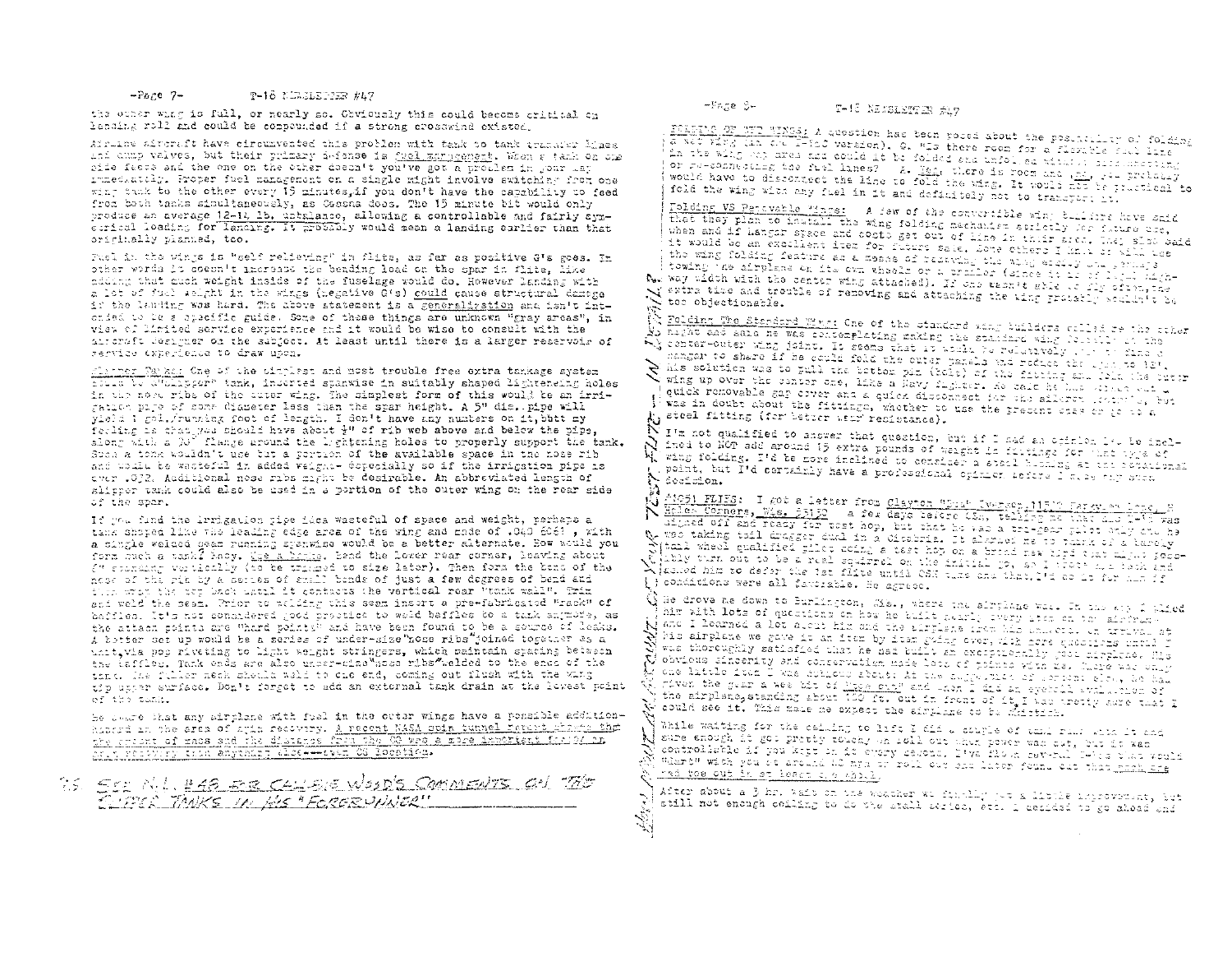the outer wing is full, or nearly so. Obviously this could become critical on landing roll and could be compounded if a strong crosswind existed.

Airline aircraft have circumvented this problem with tank to tank transfer lines and dump valves, but their primary defense is fuel management. When a tank on one side feeds and the one on the other doesn't you've got a problem in your lap immediately. Proper fuel management on a single might involve switching from one wing tank to the other every 15 minutes, if you don't have the capability to feed from both tanks simultaneously, as Cessna does. The 15 minute bit would only produce an average 12-14 lb. unbalance, allowing a controllable and fairly symmetrical loading for landing. It probably would mean a landing earlier than that originally planned, too.

Fuel in the wings is "self relieving" in flite, as far as positive G's goes. In other words it doesn't increase the bending load on the spar in flite, like adding that much weight inside of the fuselage would do. However landing with a lot of fuel weight in the wings (negative G's) could cause structural damage if the landing was hard. The above statement is a generalization and isn't intended to be a specific guide. Some of these things are unknown "gray areas", in view of limited service experience and it would be wise to consult with the aircraft designer on the subject. At least until there is a larger reservoir of service experience to draw upon.

Slipper Tanks: One of the simplest and most trouble free extra tankage system falls to "Slipper" tank, inserted spanwise in suitably shaped lightening holes in the nose ribs of the outer wing. The simplest form of this would be an irrigation pipe of some diameter less than the spar height. A 5" dia. pipe will yield 1 gal./running foot of length. I don't have any numbers on it, but my feeling is that you should have about ½" of rib web above and below the pipe, along with a 90° flange around the lightening holes to properly support the tank. Such a tank wouldn't use but a portion of the available space in the nose rib and would be wasteful in added weight- especially so if the irrigation pipe is over .032. Additional nose ribs might be desirable. An abbreviated length of slipper tank could also be used in a portion of the outer wing on the rear side of the spar.

If you find the irrigation pipe idea wasteful of space and weight, perhaps a tank shaped like the leading edge area of the wing and made of .040 5052, with a single welded seam running spanwise would be a better alternate. How would you form such a tank? Easy. Use a brake. Bend the lower rear corner, leaving about 6" standing vertically (to be trimmed to size later). Then form the bend of the nose of the rib by a series of small bends of just a few degrees of bend and then wrap the top back until it contacts the vertical rear "tank wall". Trim and weld the seam. Prior to welding this seam insert a pre-fabricated "rack" of baffles. It's not considered good practice to weld baffles to a tank anymore, as the attach points are "hard points" and have been found to be a source of leaks. A better set up would be a series of under-size "nose ribs" joined together as a unit, via pop riveting to light weight stringers, which maintain spacing between the baffles. Tank ends are also under-size "nose ribs" welded to the ends of the tank. The filler neck should weld to one end, coming out flush with the wing tip upper surface. Don't forget to add an external tank drain at the lowest point of the tank.

Be aware that any airplane with fuel in the outer wings have a possible additional hazard in the area of spin recovery. A recent NASA spin tunnel report shows that the amount of mass and the distance from the CG was a more important factor on spin recovery than anything else----even CG location.

*SEE N.L. #48 FOR CALVIN WOOD'S COMMENTS ON THE SLIPPER TANKS IN HIS "FORERUNNER"*

FOLDING OF THE WINGS: A question has been posed about the possibility of folding a wet wing (in the T-18C version). Q. Is there room for a flexible fuel line in the wing hinge area and could it be folded and unfolded without disconnecting or re-connecting the fuel lines? A. Yes, there is room and you probably would have to disconnect the line to fold the wing. It would not be practical to fold the wing with any fuel in it and definitely not to transport it.

Folding VS Removable Wings: A few of the convertible wing builders have said that they plan to install the wing folding mechanism strictly for future use, when and if hangar space and costs get out of line in their area. They also said it would be an excellent item for future sale. Some others I know of will use the wing folding feature as a means of reducing the wing width when perhaps towing the airplane on its own wheels or a trailer (since it is only 10 ft. highway width with the center wing attached). If one wasn't able to fly often, the extra time and trouble of removing and attaching the wing probably wouldn't be too objectionable.

Folding The Standard Wing: One of the standard wing builders called me the other night and said he was contemplating making the standard wing foldable at the center-outer wing joint. It seems that it would be relatively easy to find a hangar to share if he could fold the outer panels and reduce the span to 14'. His solution was to pull the bottom pin (bolt) of the fitting and fold the outer wing up over the center one, like a Navy fighter. He said he has worked out a quick removable gap cover and a quick disconnect for the aileron controls, but was in doubt about the fittings, whether to use the present ones or go to a steel fitting (for better wear resistance).

I'm not qualified to answer that question, but if I had an opinion I'd be inclined to NOT add around 15 extra pounds of weight in fittings for that type of wing folding. I'd be more inclined to consider a steel bushing at the rotational point, but I'd certainly have a professional opinion before I made any such decision.

#1051 FLIES: I got a letter from Clayton "Buck" Iverson, 11510 Forsyth Lane, Hales Corners, Wis. 53130 a few days before OSH, telling me that his T-18 was signed off and ready for test hop, but that he was a tri-gear pilot only and he was taking tail dragger dual in a Citabria. It shocked me to think of a barely tail wheel qualified pilot doing a test hop on a brand new bird that might possibly turn out to be a real squirrel on the initial hop, so I wrote him back and asked him to defer the 1st flite until OSH time and that I'd do it for him if conditions were all favorable. He agreed.

He drove me down to Burlington, Wis., where the airplane was. On the way I plied him with lots of questions on how he built nearly every item on the airplane and I learned a lot about him and the airplane from his answers. On arrival at his airplane we gave it an item by item going over, with more questions until I was thoroughly satisfied that he had built an exceptionally good airplane. His obvious sincerity and conservatism made lots of points with me. There was only one little item I was dubious about: At the suggestion of another pilot, he had given the gear a wee bit of "toe out" and when I did an eyeball evaluation of the airplane, standing about 100 ft. out in front of it, I was pretty sure that I could see it. This made me expect the airplane to be skittish.

While waiting for the ceiling to lift I did a couple of taxi runs with it and sure enough it got pretty touchy on roll out when power was cut, but it was controllable if you kept on it every second. I've flown several T-18s that would "dart" with you at around 40 mph on roll out and later found out that each one had toe out in at least one wheel.

After about a 3 hr. wait on the weather we finally got a little improvement, but still not enough ceiling to do the stall series, etc. I decided to go ahead and

*Always get an outside opinion of your TEST FLITE — IN DETAIL*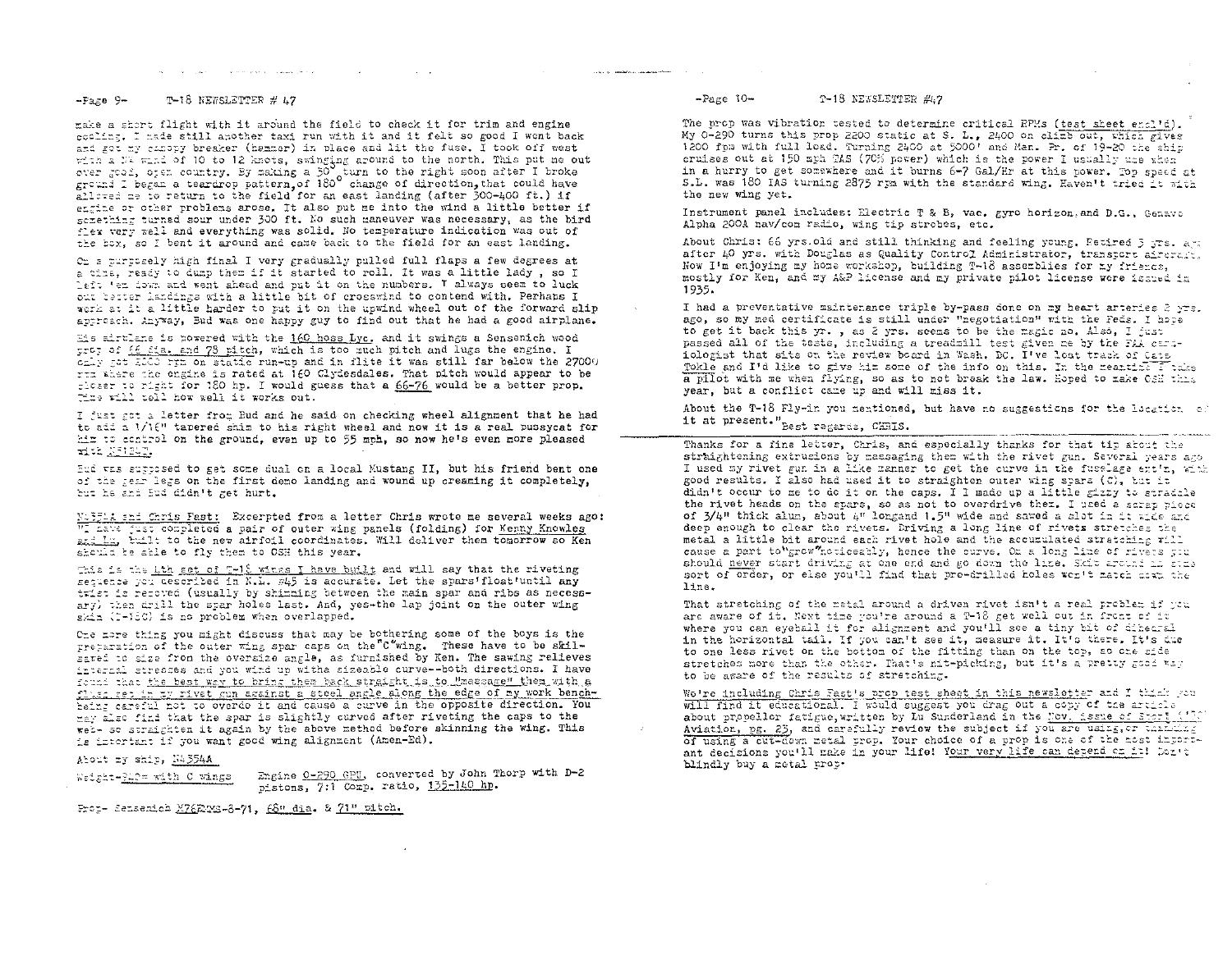make a short flight with it around the field to check it for trim and engine cooling. I made still another taxi run with it and it felt so good I went back and got my canopy breaker (hammer) in place and lit the fuse. I took off west with a NW wind of 10 to 12 knots, swinging around to the north. This put me out over good, open country. By making a 30° turn to the right soon after I broke ground I began a teardrop pattern of 180° change of direction, that could have allowed me to return to the field for an east landing (after 300-400 ft.) if engine or other problems arose. It also put me into the wind a little better if something turned sour under 300 ft. No such maneuver was necessary, as the bird flew very well and everything was solid. No temperature indication was out of the box, so I bent it around and came back to the field for an east landing.

On a purposely high final I very gradually pulled full flaps a few degrees at a time, ready to dump them if it started to roll. It was a little lady, so I left 'em down and went ahead and put it on the numbers. I always seem to luck out better landings with a little bit of crosswind to contend with. Perhaps I work at it a little harder to put it on the upwind wheel out of the forward slip approach. Anyway, Bud was one happy guy to find out that he had a good airplane.

His airplane is powered with the 160 hoss Lyc. and it swings a Sensenich wood prop of 66 dia. and 78 pitch, which is too much pitch and lugs the engine. I only got 2000 rpm on static run-up and in flite it was still far below the 2700 rpm where the engine is rated at 160 Clydesdales. That pitch would appear to be closer to right for 180 hp. I would guess that a 66-76 would be a better prop. Time will tell how well it works out.

I just got a letter from Bud and he said on checking wheel alignment that he had to add a 1/16" tapered shim to his right wheel and now it is a real pussycat for him to control on the ground, even up to 55 mph, so now he's even more pleased with N5LBT.

Bud was supposed to get some dual on a local Mustang II, but his friend bent one of the gear legs on the first demo landing and wound up creaming it completely, but he and Bud didn't get hurt.

N4354A and Chris Fast: Excerpted from a letter Chris wrote me several weeks ago: "I have just completed a pair of outer wing panels (folding) for Kenny Knowles and him, built to the new airfoil coordinates. Will deliver them tomorrow so Ken should be able to fly them to OSH this year.

This is the 4th set of T-18 wings I have built and will say that the riveting sequence you described in N.L. #45 is accurate. Let the spars 'float' until any twist is removed (usually by shimming between the main spar and ribs as necessary) then drill the spar holes last. And, yes—the lap joint on the outer wing skin (T-18C) is no problem when overlapped.

One more thing you might discuss that may be bothering some of the boys is the preparation of the outer wing spar caps on the "C" wing. These have to be skil-sawed to size from the oversize angle, as furnished by Ken. The sawing relieves internal stresses and you wind up with a sizeable curve—both directions. I have found that the best way to bring them back straight is to "massage" them with a flush set in my rivet gun against a steel angle along the edge of my work bench—being careful not to overdo it and cause a curve in the opposite direction. You may also find that the spar is slightly curved after riveting the caps to the web—so straighten it again by the above method before skinning the wing. This is important if you want good wing alignment (Amen-Ed).

About my ship, N4354A

Weight—940# with C wings — Engine O-290 GPU, converted by John Thorp with D-2 pistons, 7:1 Comp. ratio, 135-140 hp.

Prop— Sensenich M76EMMS-8-71, 68" dia. & 71" pitch.

The prop was vibration tested to determine critical RPMs (test sheet encl'd). My O-290 turns this prop 2200 static at S. L., 2400 on climb out, which gives 1200 fpm with full load. Turning 2400 at 5000' and Man. Pr. of 19-20 the ship cruises out at 150 mph TAS (70% power) which is the power I usually use when in a hurry to get somewhere and it burns 6-7 Gal/Hr at this power. Top speed at S.L. was 180 IAS turning 2875 rpm with the standard wing. Haven't tried it with the new wing yet.

Instrument panel includes: Electric T & B, vac. gyro horizon and D.G., Genave Alpha 200A nav/com radio, wing tip strobes, etc.

About Chris: 66 yrs. old and still thinking and feeling young. Retired 3 yrs. ago after 40 yrs. with Douglas as Quality Control Administrator, transport aircraft. Now I'm enjoying my home workshop, building T-18 assemblies for my friends, mostly for Ken, and my A&P license and my private pilot license were issued in 1935.

I had a preventative maintenance triple by-pass done on my heart arteries 2 yrs. ago, so my med certificate is still under "negotiation" with the Feds. I hope to get it back this yr., as 2 yrs. seems to be the magic no. Also, I just passed all of the tests, including a treadmill test given me by the FAA cardiologist that sits on the review board in Wash. DC. I've lost track of Gene Tokle and I'd like to give him some of the info on this. In the meantime I take a pilot with me when flying, so as to not break the law. Hoped to make OSH this year, but a conflict came up and will miss it.

About the T-18 Fly-in you mentioned, but have no suggestions for the location of it at present." Best regards, CHRIS.

---

Thanks for a fine letter, Chris, and especially thanks for that tip about the straightening extrusions by massaging them with the rivet gun. Several years ago I used my rivet gun in a like manner to get the curve in the fuselage ext'n, with good results. I also had used it to straighten outer wing spars (C), but it didn't occur to me to do it on the caps. I I made up a little gizzy to straddle the rivet heads on the spars, so as not to overdrive them. I used a scrap piece of 3/4" thick alum, about 4" long and 1.5" wide and sawed a slot in it wide and deep enough to clear the rivets. Driving a long line of rivets stretches the metal a little bit around each rivet hole and the accumulated stretching will cause a part to "grow" noticeably, hence the curve. On a long line of rivets you should never start driving at one end and go down the line. Skip around in some sort of order, or else you'll find that pre-drilled holes won't match down the line.

That stretching of the metal around a driven rivet isn't a real problem if you are aware of it. Next time you're around a T-18 get well out in front of it where you can eyeball it for alignment and you'll see a tiny bit of dihedral in the horizontal tail. If you can't see it, measure it. It's there. It's due to one less rivet on the bottom of the fitting than on the top, so one side stretches more than the other. That's nit-picking, but it's a pretty good way to be aware of the results of stretching.

We're including Chris Fast's prop test sheet in this newsletter and I think you will find it educational. I would suggest you drag out a copy of the article about propeller fatigue, written by Lu Sunderland in the Nov. issue of Sport Aviation, pg. 25, and carefully review the subject if you are using, or thinking of using a cut-down metal prop. Your choice of a prop is one of the most important decisions you'll make in your life! Your very life can depend on it! Don't blindly buy a metal prop.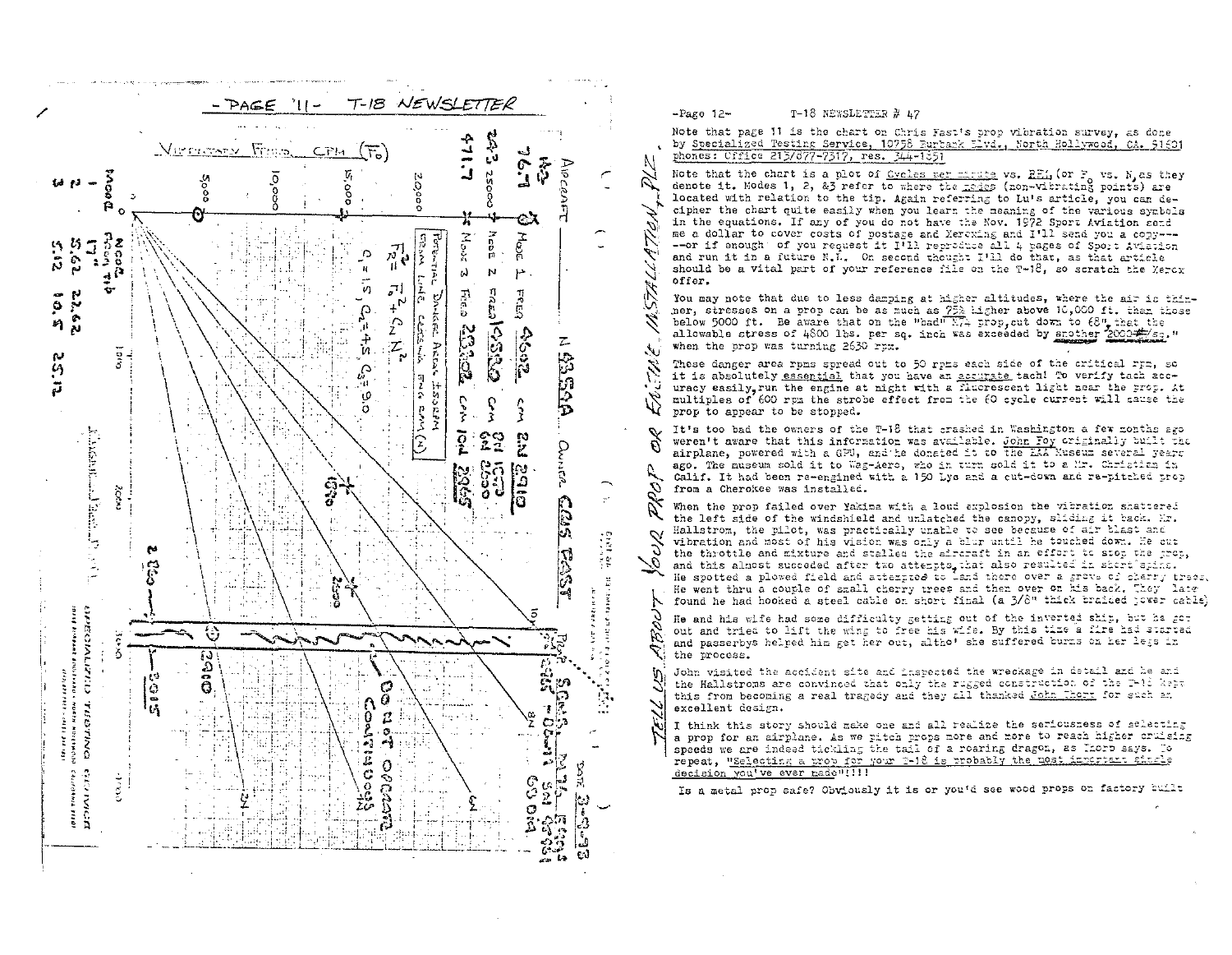## PAGE 11 - T-18 NEWSLETTER

VIBRATORY FREQ. CPM ($F_0$)

AIRCRAFT N 8359A OWNER CHRIS FAST

Mode 1 Freq 4602 CPM 2N 2910

Mode 2 Freq 14530 CPM 6N 2000

Mode 3 Freq 28302 CPM 10N 2965

Potential Danger Areas ±50 RPM

Gray Line Crossing Eng RPM (N)

$$F_R^2 = F_0^2 + C_N N^2$$

$C_1 = 1.5$, $C_2 = 4.5$, $C_3 = 9.0$

| Mode | Node from Tip |
|---|---|
| 1 | 5.62 |
| 2 | 10.5 |
| 3 | 22.62 / 25.12 |

Do not operate continuous

Prop: Sens. Mod. 74 - 68 (?)

Date 3-8-93

SPECIALIZED TESTING SERVICE

-Page 12- T-18 NEWSLETTER # 47

*TELL US ABOUT YOUR PROP OR ENGINE INSTALLATION, PLZ.*

Note that page 11 is the chart on Chris Fast's prop vibration survey, as done by Specialized Testing Service, 10758 Burbank Blvd., North Hollywood, CA. 91601 phones: Office 213/877-7317, res. 344-1351

Note that the chart is a plot of Cycles per minute vs. RPM (or $F_0$ vs. N, as they denote it. Modes 1, 2, &3 refer to where the nodes (non-vibrating points) are located with relation to the tip. Again referring to Lu's article, you can decipher the chart quite easily when you learn the meaning of the various symbols in the equations. If any of you do not have the Nov. 1972 Sport Aviation send me a dollar to cover costs of postage and Xeroxing and I'll send you a copy---or if enough of you request it I'll reproduce all 4 pages of Sport Aviation and run it in a future N.L. On second thought I'll do that, as that article should be a vital part of your reference file on the T-18, so scratch the Xerox offer.

You may note that due to less damping at higher altitudes, where the air is thinner, stresses on a prop can be as much as 75% higher above 10,000 ft. than those below 5000 ft. Be aware that on the "bad" M74 prop, cut down to 68", that the allowable stress of 4800 lbs. per sq. inch was exceeded by another 2000#/sq." when the prop was turning 2630 rpm.

These danger area rpms spread out to 50 rpms each side of the critical rpm, so it is absolutely essential that you have an accurate tach! To verify tach accuracy easily, run the engine at night with a fluorescent light near the prop. At multiples of 600 rpm the strobe effect from the 60 cycle current will cause the prop to appear to be stopped.

It's too bad the owners of the T-18 that crashed in Washington a few months ago weren't aware that this information was available. John Foy originally built the airplane, powered with a GPU, and he donated it to the EAA Museum several years ago. The museum sold it to Wag-Aero, who in turn sold it to a Mr. Christian in Calif. It had been re-engined with a 150 Lyc and a cut-down and re-pitched prop from a Cherokee was installed.

When the prop failed over Yakima with a loud explosion the vibration shattered the left side of the windshield and unlatched the canopy, sliding it back. Mr. Hallstrom, the pilot, was practically unable to see because of air blast and vibration and most of his vision was only a blur until he touched down. He cut the throttle and mixture and stalled the aircraft in an effort to stop the prop, and this almost succeded after two attempts, that also resulted in short spins. He spotted a plowed field and attempted to land there over a grove of cherry trees. He went thru a couple of small cherry trees and then over on his back. They later found he had hooked a steel cable on short final (a 3/8" thick braided power cable)

He and his wife had some difficulty getting out of the inverted ship, but he got out and tried to lift the wing to free his wife. By this time a fire had started and passerbys helped him get her out, altho' she suffered burns on her legs in the process.

John visited the accident site and inspected the wreckage in detail and he and the Hallstroms are convinced that only the rugged construction of the T-18 kept this from becoming a real tragedy and they all thanked John Thorp for such an excellent design.

I think this story should make one and all realize the seriousness of selecting a prop for an airplane. As we pitch props more and more to reach higher cruising speeds we are indeed tackling the tail of a roaring dragon, as Thorp says. To repeat, "Selecting a prop for your T-18 is probably the most important single decision you've ever made"!!!!

Is a metal prop safe? Obviously it is or you'd see wood props on factory built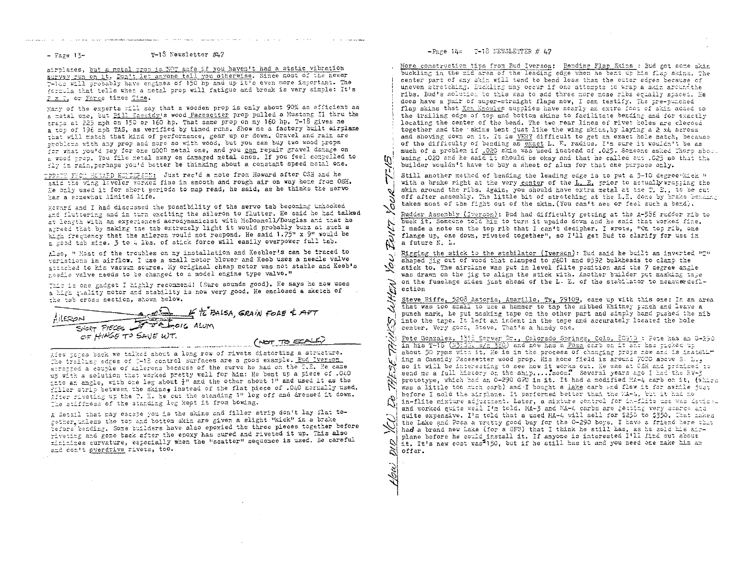airplanes, but a metal prop is NOT safe if you haven't had a static vibration survey run on it. Don't let anyone tell you otherwise. Since most of the newer T-18s will probably have engines of 150 hp and up it's even more important. The formula that tells when a metal prop will fatigue and break is very simple: It's F x T, or Force times Time.

Many of the experts will say that a wooden prop is only about 90% as efficient as a metal one, but Bill Cassidy's wood Pacesetter prop pulled a Mustang II thru the traps at 225 mph on 150 or 160 hp. That same prop on my 160 hp. T-18 gives me a top of 196 mph TAS, as verified by timed runs. Show me a factory built airplane that will match that kind of performance, gear up or down. Gravel and rain are problems with any prop and more so with wood, but you can buy two wood props for what you'd pay for one GOOD metal one, and you can repair gravel damage on a wood prop. You file metal away on damaged metal ones. If you feel compelled to fly in rain, perhaps you'd better be thinking about a constant speed metal one.

UPDATE FROM HOWARD HENDERSON: Just rec'd a note from Howard after OSH and he said the wing leveler worked fine in smooth and rough air on way home from OSH. He only used it for short periods to map read, he said, as he thinks the servo has a somewhat limited life.

Howard and I had discussed the possibility of the servo tab becoming unhooked and fluttering and in turn exciting the aileron to flutter. He said he had talked at length with an experienced aerodynamicist with McDonnell/Douglas and that he agreed that by making the tab extremely light it would probably buzz at such a high frequency that the aileron would not respond. He said 1.75" x 9" would be a good tab size. 3 to 4 lbs. of stick force will easily overpower full tab.

Also, " Most of the troubles on my installation and Keebler's can be traced to variations in airflow. I use a small motor blower and Keeb uses a needle valve attached to his vacuum source. My original cheap motor was not stable and Keeb's needle valve needs to be changed to a model engine type valve."

This is one gadget I highly recommend! (Sure sounds good). He says he now uses a high quality motor and stability is now very good. He enclosed a sketch of the tab cross section, shown below.

AILERON — 1/16" BALSA, GRAIN FORE & AFT — SHORT PIECES OF HINGE TO SAVE WT. — .016 ALUM (NOT TO SCALE)

A few pages back we talked about a long row of rivets distorting a structure. The trailing edges of T-18 control surfaces are a good example. Bud Iverson scrapped a couple of ailerons because of the curve he had on the T.E. He came up with a solution that worked pretty well for him: He bent up a piece of .040 into an angle, with one leg about ½" and the other about 1" and used it as the filler strip between the skins, instead of the flat piece of .040 normally used. After riveting up the T. E. he cut the standing ½" leg off and dressed it down. The stiffness of the standing leg kept it from bowing.

A detail that may escape you is the skins and filler strip don't lay flat together, unless the top and bottom skin are given a slight "kick" in a brake before bending. Some builders have also epoxied the three pieces together before riveting and gone back after the epoxy has cured and riveted it up. This also minimizes curvature, especially when the "scatter" sequence is used. Be careful and don't overdrive rivets, too.

More construction tips from Bud Iverson: Bending Flap Skins : Bud got some skin buckling in the mid area of the leading edge when he bent up his flap skins. The center part of any skin will tend to bend less than the outer edges because of uneven stretching. Buckling may occur if one attempts to wrap a skin around the ribs. Bud's solution to this was to add three more nose ribs equally spaced. He does have a pair of super-straight flaps now, I can testify. The pre-punched flap skins that Ken Knowles supplies have nearly an extra foot of skin added to the trailing edge of top and bottom skins to facilitate bending and for exactly locating the center of the bend. The two rear lines of rivet holes are clecoed together and the skins bent just like the wing skins, by laying a 2 x4 across and shoving down on it. It is VERY difficult to get an exact hole match, because of the difficulty of bending an exact L. E. radius. I'm sure it wouldn't be as much of a problem if .020 skin was used instead of .025. Someone asked Thorp about using .020 and he said it should be okay and that he called out .025 so that the builder wouldn't have to buy a sheet of alum for that one purpose only.

Still another method of bending the leading edge is to put a 5-10 degree "kick" with a brake right at the very center of the L. E. prior to actually wrapping the skin around the ribs. Again, you should have extra metal at the T. E., to be cut off after assembly. The little bit of stretching at the L.E. done by brake bending takes most of the fight out of the skin. (You can't see or feel such a bend).

Rudder Assembly (Iverson): Bud had difficulty getting at the A-556 rudder rib to buck it. Someone told him to turn it upside down and he said that worked fine. I made a note on the top rib that I can't decipher. I wrote, "On top rib, one flange up, one down, riveted together", so I'll get Bud to clarify for use in a future N. L.

Rigging the stick to the stabilator (Iverson): Bud said he built an inverted "T" shaped jig out of wood that clamped to #601 and #592 bulkheads to clamp the stick to. The airplane was put in level flite position and the 7 degree angle was drawn on the jig to align the stick with. Another builder put masking tape on the fuselage sides just ahead of the L. E. of the stabilator to measure deflection

Steve Riffe, 5208 Astoria, Amarillo, Tx, 79109, came up with this one: In an area that was too small to use a hammer to tap the nibbed Whitney punch and leave a punch mark, he put masking tape on the other part and simply hand pushed the nib into the tape. It left an indent in the tape and accurately located the hole center. Very good, Steve. That's a handy one.

Pete Gonzalez, 1318 Server Dr., Colorado Springs, Colo. 80910 : Pete has an O-290 in his T-18 (N____, s/n 380) and now has a Posa carb on it and has picked up about 50 rpms with it. He is in the process of changing props now and is installing a Cassidy Pacesetter wood prop. His home field is around 7000 above S. L., so it will be interesting to see how it works out. He was at OSH and promised to send me a full history on the ship.....soon." Several years ago I had the RV-3 prototype, which had an O-290 GPU in it. It had a modified MA-4 carb on it, (which was a little too much carb) and I bought a Lake carb and flew it for awhile just before I sold the airplane. It performed better than the MA-4, but it had no in-flite mixture adjustment. Later, a mixture control for in-flite use was devised and worked quite well I'm told. MA-3 and MA-4 carbs are getting very scarce and quite expensive. I'm told that a used MA-4 will sell for $250 to $350. That makes the Lake and Posa a pretty good buy for the O-290 boys. I have a friend here that had a brand new Lake (for a GPU) that I think he still has, as he sold his airplane before he could install it. If anyone is interested I'll find out about it. It's new cost was $150, but if he still has it and you need one make him an offer.

HOW DID YOU DO THESE THINGS WHEN YOU BUILT YOUR T-18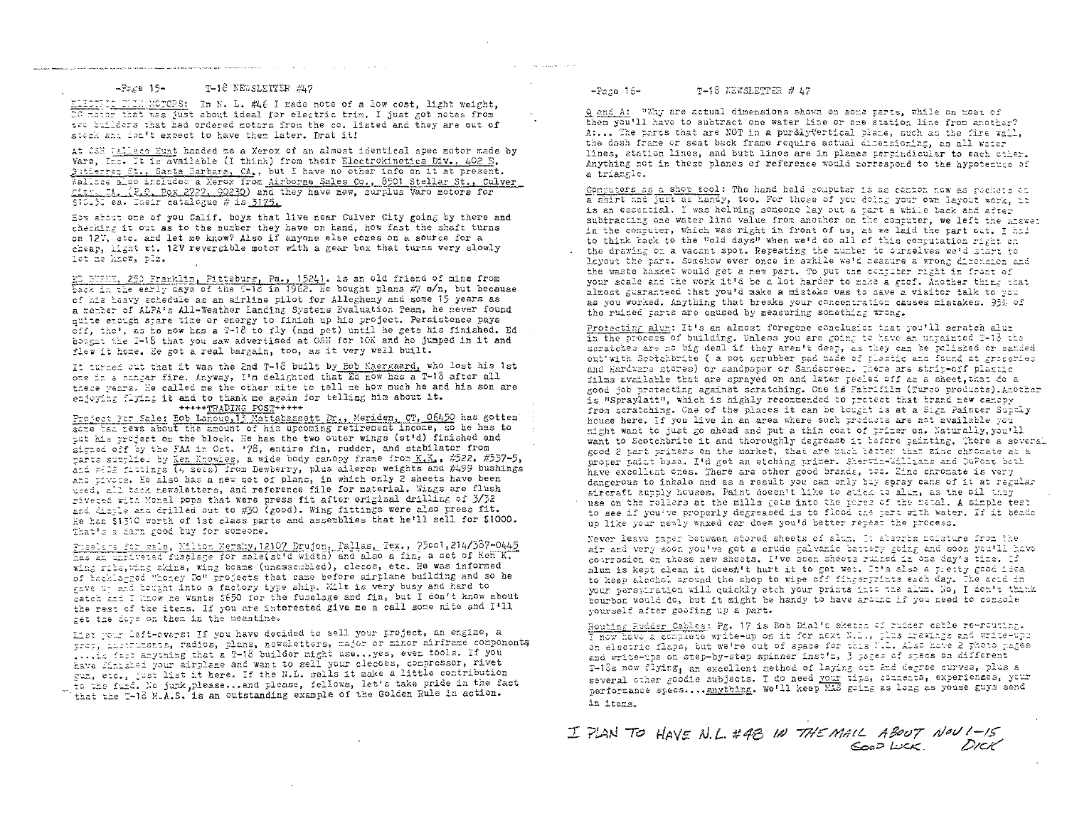ELECTRIC TRIM MOTORS: In N. L. #46 I made note of a low cost, light weight, DC motor that was just about ideal for electric trim. I just got notes from two builders that had ordered motors from the co. listed and they are out of stock and don't expect to have them later. Drat it!

At OSH Wallace Hunt handed me a Xerox of an almost identical spec motor made by Varo, Inc. It is available (I think) from their Electrokinetics Div., 402 E. Gutierrez St., Santa Barbara, CA., but I have no other info on it at present. Wallace also included a Xerox from Airborne Sales Co., 8501 Stellar St., Culver City, CA. (P.O. Box 2727, 90230) and they have new, surplus Varo motors for $10.50 ea. Their catalogue # is 3175.

How about one of you Calif. boys that live near Culver City going by there and checking it out as to the number they have on hand, how fast the shaft turns on 12V, etc. and let me know? Also if anyone else comes on a source for a cheap, light wt. 12V reversible motor with a gear box that turns very slowly let me know, plz.

ED BYRNE, 250 Franklin, Pittsburg, Pa., 15241. is an old friend of mine from back in the early days of the T-18 in 1962. He bought plans #7 s/n, but because of his heavy schedule as an airline pilot for Allegheny and some 15 years as a member of ALPA's All-Weather Landing Systems Evaluation Team, he never found quite enough spare time or energy to finish up his project. Persistence pays off, tho', as he now has a T-18 to fly (and pet) until he gets his finished. Ed bought the T-18 that you saw advertised at OSH for 10K and he jumped in it and flew it home. He got a real bargain, too, as it very well built.

It turned out that it was the 2nd T-18 built by Bob Kaergaard, who lost his 1st one in a hangar fire. Anyway, I'm delighted that Ed now has a T-18 after all these years. He called me the other nite to tell me how much he and his son are enjoying flying it and to thank me again for telling him about it.

+++++TRADING POST+++++

Project For Sale: Bob Lanoue,13 Mattabassett Dr., Meriden, CT, 06450 has gotten some bad news about the amount of his upcoming retirement income, so he has to put his project on the block. He has the two outer wings (st'd) finished and signed off by the FAA in Oct. '78, entire fin, rudder, and stabilator from parts supplied by Ken Knowles, a wide body canopy frame from K.K., #522, #537-5, and #502 fittings (4 sets) from Dewberry, plus aileron weights and #499 bushings and pivots. He also has a new set of plans, in which only 2 sheets have been used, all back newsletters, and reference file for material. Wings are flush riveted with Monel pops that were press fit after original drilling of 3/32 and dimple and drilled out to #30 (good). Wing fittings were also press fit. He has $1310 worth of 1st class parts and assemblies that he'll sell for $1000. That's a darn good buy for someone.

Fuselage for sale, Milton Mershy,12107 Drujon, Dallas, Tex., 75001,214/387-0445 has an unriveted fuselage for sale(st'd width) and also a fin, a set of Ken K. wing ribs,wing skins, wing beams (unassembled), clecos, etc. He was informed of backlogged "Honey Do" projects that came before airplane building and so he gave up and bought into a factory type ship. Milt is very busy and hard to catch and I know he wants $650 for the fuselage and fin, but I don't know about the rest of the items. If you are interested give me a call some nite and I'll get the dope on them in the meantime.

List your left-overs: If you have decided to sell your project, an engine, a prop, instruments, radios, plans, newsletters, major or minor airframe components ....in fact anything that a T-18 builder might use...yes, even tools. If you have finished your airplane and want to sell your clecoes, compressor, rivet gun, etc., just list it here. If the N.L. sells it make a little contribution to the fund. No junk,please...and please, fellows, let's take pride in the fact that the T-18 M.A.S. is an outstanding example of the Golden Rule in action.

Q and A: "Why are actual dimensions shown on some parts, while on most of them you'll have to subtract one water line or one station line from another? A:... The parts that are NOT in a purely vertical plane, such as the fire wall, the dash frame or seat back frame require actual dimensioning, as all water lines, station lines, and butt lines are in planes perpendicular to each other. Anything not in these planes of reference would correspond to the hypotenuse of a triangle.

Computers as a shop tool: The hand held computer is as common now as pockets on a shirt and just as handy, too. For those of you doing your own layout work, it is an essential. I was helping someone lay out a part a while back and after subtracting one water line value from another on the computer, we left the answer in the computer, which was right in front of us, as we laid the part out. I had to think back to the "old days" when we'd do all of this computation right on the drawing on a vacant spot. Repeating the number to ourselves we'd start to layout the part. Somehow ever once in awhile we'd measure a wrong dimension and the waste basket would get a new part. To put the computer right in front of your scale and the work it'd be a lot harder to make a goof. Another thing that almost guaranteed that you'd make a mistake was to have a visitor talk to you as you worked. Anything that breaks your concentration causes mistakes. 95% of the ruined parts are caused by measuring something wrong.

Protecting alum: It's an almost foregone conclusion that you'll scratch alum in the process of building. Unless you are going to have an unpainted T-18 the scratches are no big deal if they aren't deep, as they can be polished or sanded out with Scotchbrite ( a pot scrubber pad made of plastic and found at groceries and Hardware stores) or sandpaper or Sandscreen. There are strip-off plastic films available that are sprayed on and later peeled off as a sheet,that do a good job protecting against scratching. One is Fabrifilm (Turco products).Another is "Spraylatt", which is highly recommended to protect that brand new canopy from scratching. One of the places it can be bought is at a Sign Painter Supply house here. If you live in an area where such products are not available you might want to just go ahead and put a thin coat of primer on. Naturally,you'll want to Scotchbrite it and thoroughly degrease it before painting. There a several good 2 part primers on the market, that are much better than zinc chromate as a proper paint base. I'd get an etching primer. Sherwin-Williams and DuPont both have excellent ones. There are other good brands, too. Zinc chromate is very dangerous to inhale and as a result you can only buy spray cans of it at regular aircraft supply houses. Paint doesn't like to stick to alum, as the oil they use on the rollers at the mills gets into the pores of the metal. A simple test to see if you've properly degreased is to flood the part with water. If it beads up like your newly waxed car does you'd better repeat the process.

Never leave paper between stored sheets of alum. It absorbs moisture from the air and very soon you've got a crude galvanic battery going and soon you'll have corrosion on those new sheets. I've seen sheets ruined in one day's time. If alum is kept clean it doesn't hurt it to get wet. It's also a pretty good idea to keep alcohol around the shop to wipe off fingerprints each day. The acid in your perspiration will quickly etch your prints into the alum. No, I don't think bourbon would do, but it might be handy to have around if you need to console yourself after goofing up a part.

Routing Rudder Cables: Pg. 17 is Bob Dial's sketch of rudder cable re-routing. I now have a complete write-up on it for next N.L., plus drawings and write-ups on electric flaps, but we're out of space for this N.L. Also have 2 photo pages and write-ups on step-by-step spinner inst'n, 3 pages of specs on different T-18s now flying, an excellent method of laying out 2nd degree curves, plus a several other goodie subjects. I do need your tips, comments, experiences, your performance specs....anything. We'll keep MAS going as long as youse guys send in items.

I PLAN TO HAVE N.L. #48 IN THE MAIL ABOUT NOV 1-15
GOOD LUCK. DICK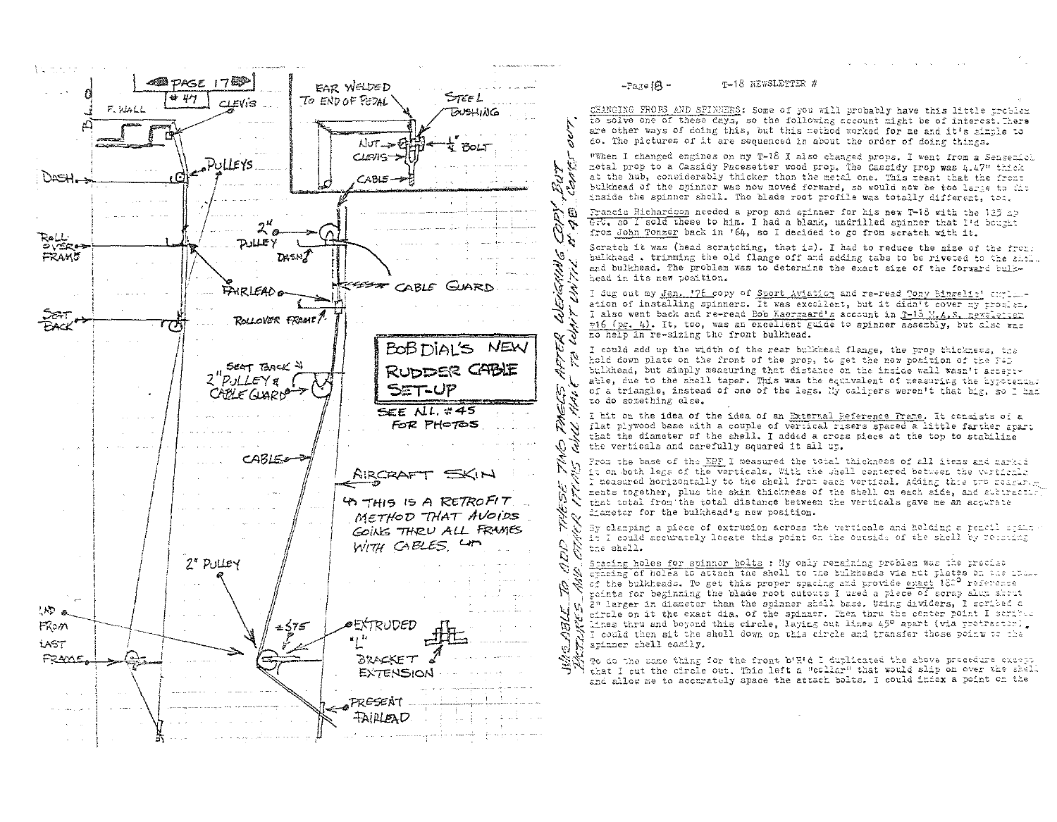PAGE 17

#47

F. WALL

CLEVIS

DASH

PULLEYS

ROLL OVER FRAME

FAIRLEAD

SEAT BACK

EAR WELDED TO END OF PEDAL

STEEL BUSHING

NUT

CLEVIS

1/4" BOLT

CABLE

2" PULLEY

DASH

CABLE GUARD

ROLLOVER FRAME

SEAT BACK

2" PULLEY & CABLE GUARD

BOB DIAL'S NEW RUDDER CABLE SET-UP

SEE N.L. #45 FOR PHOTOS

CABLE

AIRCRAFT SKIN

THIS IS A RETROFIT METHOD THAT AVOIDS GOING THRU ALL FRAMES WITH CABLES.

2" PULLEY

2ND FROM LAST FRAME

±375

EXTRUDED "L" BRACKET EXTENSION

PRESENT FAIRLEAD

JIM ABLE TO ADD THESE TWO PAGES AFTER WEIGHING COPY. BUT PICTURES AND OTHER ITEMS WILL HAVE TO WAIT UNTIL #48 COMES OUT.

-Page 18- T-18 NEWSLETTER #

CHANGING PROPS AND SPINNERS: Some of you will probably have this little problem to solve one of these days, so the following account might be of interest. There are other ways of doing this, but this method worked for me and it's simple to do. The pictures of it are sequenced in about the order of doing things.

"When I changed engines on my T-18 I also changed props. I went from a Sensenich metal prop to a Cassidy Pacesetter wood prop. The Cassidy prop was 4.47" thick at the hub, considerably thicker than the metal one. This meant that the front bulkhead of the spinner was now moved forward, so would now be too large to fit inside the spinner shell. The blade root profile was totally different, too.

Francis Richardson needed a prop and spinner for his new T-18 with the 125 hp O-C, so I sold these to him. I had a blank, undrilled spinner that I'd bought from John Tonzer back in '64, so I decided to go from scratch with it.

Scratch it was (head scratching, that is). I had to reduce the size of the front bulkhead - trimming the old flange off and adding tabs to be riveted to the shell and bulkhead. The problem was to determine the exact size of the forward bulkhead in its new position.

I dug out my Jan. '76 copy of Sport Aviation and re-read Tony Bingelis' explanation of installing spinners. It was excellent, but it didn't cover my problem. I also went back and re-read Bob Kaergaard's account in T-18 M.A.S. newsletter #16 (pg. 4). It, too, was an excellent guide to spinner assembly, but also was no help in re-sizing the front bulkhead.

I could add up the width of the rear bulkhead flange, the prop thickness, the hold down plate on the front of the prop, to get the new position of the F-B bulkhead, but simply measuring that distance on the inside wall wasn't acceptable, due to the shell taper. This was the equivalent of measuring the hypotenuse of a triangle, instead of one of the legs. My calipers weren't that big, so I had to do something else.

I hit on the idea of the idea of an External Reference Frame. It consists of a flat plywood base with a couple of vertical risers spaced a little farther apart that the diameter of the shell. I added a cross piece at the top to stabilize the verticals and carefully squared it all up.

From the base of the ERF I measured the total thickness of all items and marked it on both legs of the verticals. With the shell centered between the verticals I measured horizontally to the shell from each vertical. Adding the two measurements together, plus the skin thickness of the shell on each side, and subtracting that total from the total distance between the verticals gave me an accurate diameter for the bulkhead's new position.

By clamping a piece of extrusion across the verticals and holding a pencil against it I could accurately locate this point on the outside of the shell by rotating the shell.

Spacing holes for spinner bolts : My only remaining problem was the precise spacing of holes to attach the shell to the bulkheads via nut plates on the inside of the bulkheads. To get this proper spacing and provide exact 180° reference points for beginning the blade root cutouts I used a piece of scrap alum about 2" larger in diameter than the spinner shell base. Using dividers, I scribed a circle on it the exact dia. of the spinner. Then thru the center point I scribed lines thru and beyond this circle, laying out lines 45° apart (via protractor). I could then sit the shell down on this circle and transfer those points to the spinner shell easily.

To do the same thing for the front b'H'd I duplicated the above procedure except that I cut the circle out. This left a "collar" that would slip on over the shell and allow me to accurately space the attach bolts. I could index a point on the